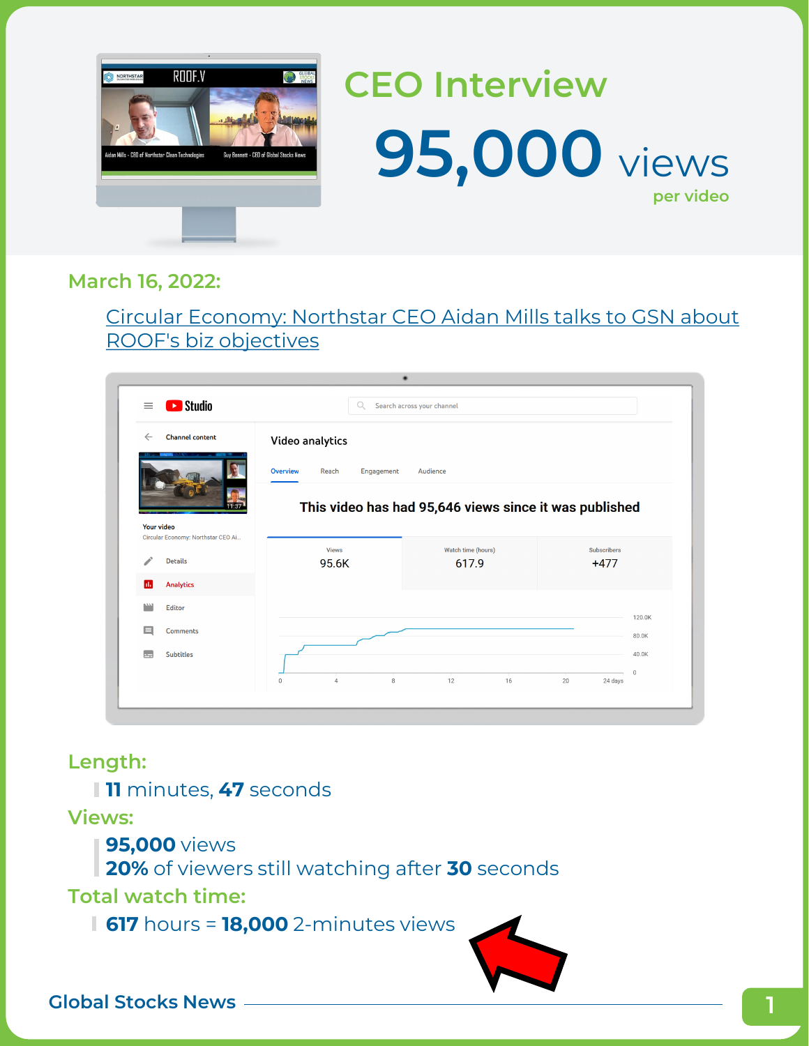# CEO Interview

# 95,000 views

per video

## March 16, 2022:

[Circular Economy: Northstar CEO Aidan Mills talks to GSN about ROOF's biz objectives]

## Length:

**11** minutes, **47** seconds

## Views:

**95,000** views
**20%** of viewers still watching after **30** seconds

## Total watch time:

**617** hours = **18,000** 2-minutes views

Global Stocks News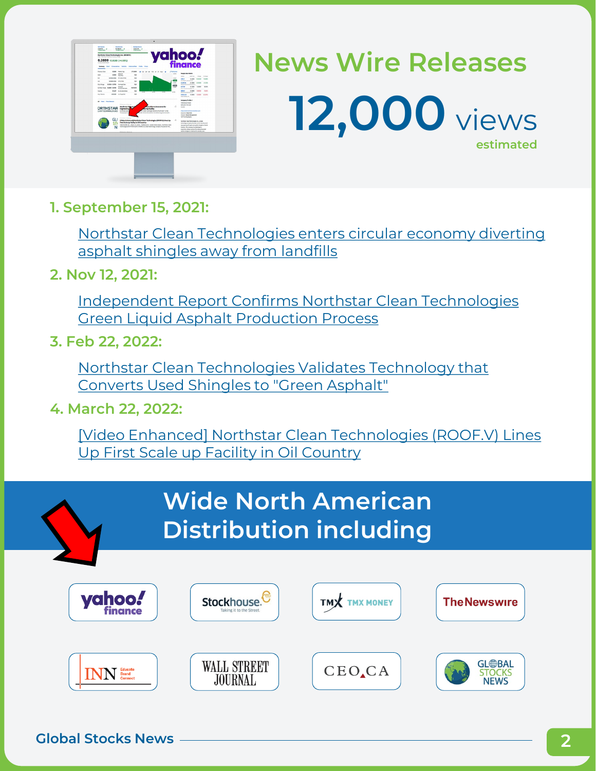# News Wire Releases

**12,000** views

estimated

1. **September 15, 2021:**

   Northstar Clean Technologies enters circular economy diverting asphalt shingles away from landfills

2. **Nov 12, 2021:**

   Independent Report Confirms Northstar Clean Technologies Green Liquid Asphalt Production Process

3. **Feb 22, 2022:**

   Northstar Clean Technologies Validates Technology that Converts Used Shingles to "Green Asphalt"

4. **March 22, 2022:**

   [Video Enhanced] Northstar Clean Technologies (ROOF.V) Lines Up First Scale up Facility in Oil Country

## Wide North American Distribution including

- yahoo! finance
- Stockhouse
- TMX Money
- The Newswire
- INN
- Wall Street Journal
- CEO.CA
- Global Stocks News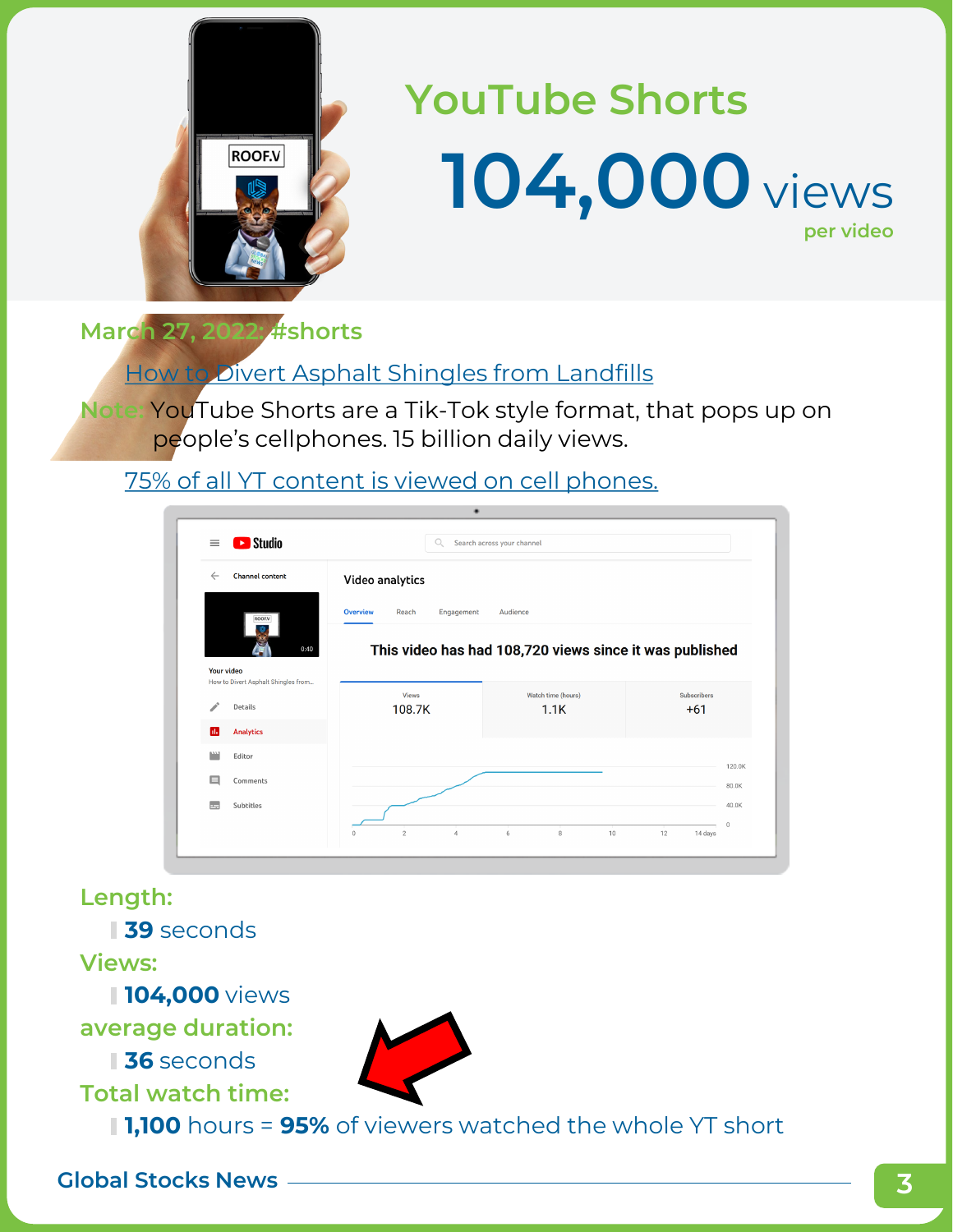# YouTube Shorts

## 104,000 views

per video

March 27, 2022: #shorts

How to Divert Asphalt Shingles from Landfills

Note: YouTube Shorts are a Tik-Tok style format, that pops up on people's cellphones. 15 billion daily views.

75% of all YT content is viewed on cell phones.

Studio

Search across your channel

Channel content

0:40

Your video

How to Divert Asphalt Shingles from...

Details

Analytics

Editor

Comments

Subtitles

Video analytics

Overview Reach Engagement Audience

This video has had 108,720 views since it was published

Views 108.7K

Watch time (hours) 1.1K

Subscribers +61

120.0K

80.0K

40.0K

0

0 2 4 6 8 10 12 14 days

**Length:**

- **39** seconds

**Views:**

- **104,000** views

**average duration:**

- **36** seconds

**Total watch time:**

- **1,100** hours = **95%** of viewers watched the whole YT short

Global Stocks News